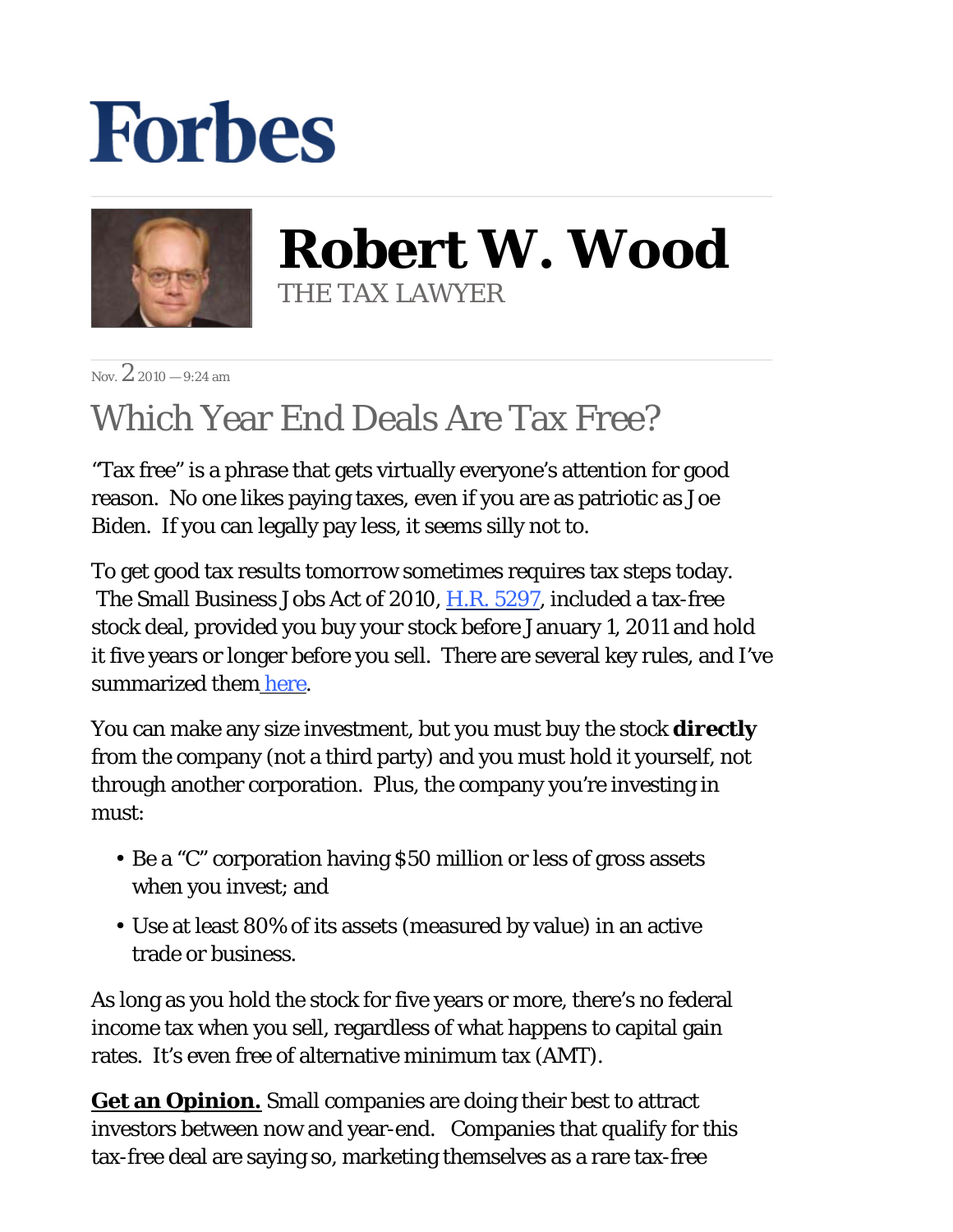# Forbes

## Robert W. Wood

THE TAX LAWYER

Nov. 2 2010 — 9:24 am

# Which Year End Deals Are Tax Free?

"Tax free" is a phrase that gets virtually everyone's attention for good reason. No one likes paying taxes, even if you are as patriotic as Joe Biden. If you can legally pay less, it seems silly not to.

To get good tax results tomorrow sometimes requires tax steps today. The Small Business Jobs Act of 2010, H.R. 5297, included a tax-free stock deal, provided you buy your stock before January 1, 2011 and hold it five years or longer before you sell. There are several key rules, and I've summarized them here.

You can make any size investment, but you must buy the stock **directly** from the company (not a third party) and you must hold it yourself, not through another corporation. Plus, the company you're investing in must:

- Be a "C" corporation having $50 million or less of gross assets when you invest; and
- Use at least 80% of its assets (measured by value) in an active trade or business.

As long as you hold the stock for five years or more, there's no federal income tax when you sell, regardless of what happens to capital gain rates. It's even free of alternative minimum tax (AMT).

**Get an Opinion.** Small companies are doing their best to attract investors between now and year-end. Companies that qualify for this tax-free deal are saying so, marketing themselves as a rare tax-free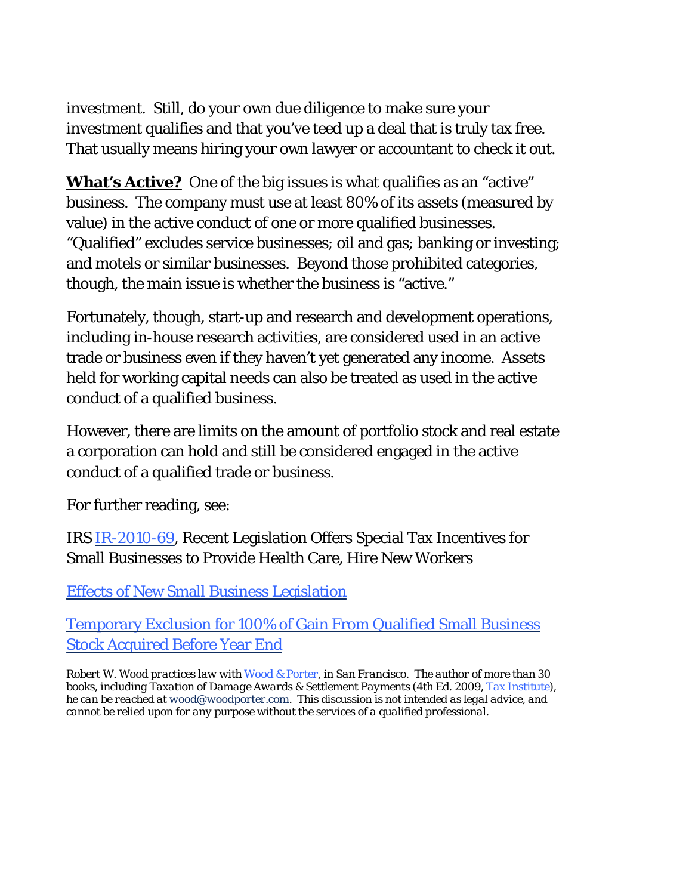investment. Still, do your own due diligence to make sure your investment qualifies and that you've teed up a deal that is truly tax free. That usually means hiring your own lawyer or accountant to check it out.

**What's Active?** One of the big issues is what qualifies as an "active" business. The company must use at least 80% of its assets (measured by value) in the active conduct of one or more qualified businesses. "Qualified" excludes service businesses; oil and gas; banking or investing; and motels or similar businesses. Beyond those prohibited categories, though, the main issue is whether the business is "active."

Fortunately, though, start-up and research and development operations, including in-house research activities, are considered used in an active trade or business even if they haven't yet generated any income. Assets held for working capital needs can also be treated as used in the active conduct of a qualified business.

However, there are limits on the amount of portfolio stock and real estate a corporation can hold and still be considered engaged in the active conduct of a qualified trade or business.

For further reading, see:

IRS IR-2010-69, Recent Legislation Offers Special Tax Incentives for Small Businesses to Provide Health Care, Hire New Workers

Effects of New Small Business Legislation

Temporary Exclusion for 100% of Gain From Qualified Small Business Stock Acquired Before Year End

*Robert W. Wood practices law with Wood & Porter, in San Francisco. The author of more than 30 books, including Taxation of Damage Awards & Settlement Payments (4th Ed. 2009, Tax Institute), he can be reached at wood@woodporter.com. This discussion is not intended as legal advice, and cannot be relied upon for any purpose without the services of a qualified professional.*